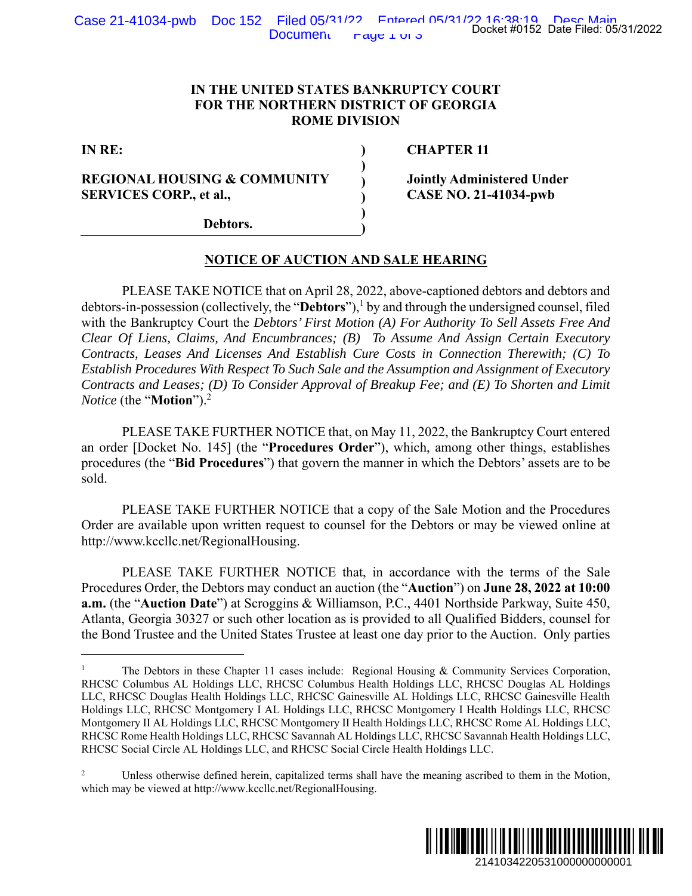# IN THE UNITED STATES BANKRUPTCY COURT FOR THE NORTHERN DISTRICT OF GEORGIA ROME DIVISION

| | | |
|---|---|---|
| **IN RE:** | ) | **CHAPTER 11** |
| | ) | |
| **REGIONAL HOUSING & COMMUNITY SERVICES CORP., et al.,** | ) | **Jointly Administered Under CASE NO. 21-41034-pwb** |
| | ) | |
| **Debtors.** | ) | |

## NOTICE OF AUCTION AND SALE HEARING

PLEASE TAKE NOTICE that on April 28, 2022, above-captioned debtors and debtors and debtors-in-possession (collectively, the "**Debtors**"),[1] by and through the undersigned counsel, filed with the Bankruptcy Court the *Debtors' First Motion (A) For Authority To Sell Assets Free And Clear Of Liens, Claims, And Encumbrances; (B) To Assume And Assign Certain Executory Contracts, Leases And Licenses And Establish Cure Costs in Connection Therewith; (C) To Establish Procedures With Respect To Such Sale and the Assumption and Assignment of Executory Contracts and Leases; (D) To Consider Approval of Breakup Fee; and (E) To Shorten and Limit Notice* (the "**Motion**").[2]

PLEASE TAKE FURTHER NOTICE that, on May 11, 2022, the Bankruptcy Court entered an order [Docket No. 145] (the "**Procedures Order**"), which, among other things, establishes procedures (the "**Bid Procedures**") that govern the manner in which the Debtors' assets are to be sold.

PLEASE TAKE FURTHER NOTICE that a copy of the Sale Motion and the Procedures Order are available upon written request to counsel for the Debtors or may be viewed online at http://www.kccllc.net/RegionalHousing.

PLEASE TAKE FURTHER NOTICE that, in accordance with the terms of the Sale Procedures Order, the Debtors may conduct an auction (the "**Auction**") on **June 28, 2022 at 10:00 a.m.** (the "**Auction Date**") at Scroggins & Williamson, P.C., 4401 Northside Parkway, Suite 450, Atlanta, Georgia 30327 or such other location as is provided to all Qualified Bidders, counsel for the Bond Trustee and the United States Trustee at least one day prior to the Auction. Only parties

---

[1] The Debtors in these Chapter 11 cases include: Regional Housing & Community Services Corporation, RHCSC Columbus AL Holdings LLC, RHCSC Columbus Health Holdings LLC, RHCSC Douglas AL Holdings LLC, RHCSC Douglas Health Holdings LLC, RHCSC Gainesville AL Holdings LLC, RHCSC Gainesville Health Holdings LLC, RHCSC Montgomery I AL Holdings LLC, RHCSC Montgomery I Health Holdings LLC, RHCSC Montgomery II AL Holdings LLC, RHCSC Montgomery II Health Holdings LLC, RHCSC Rome AL Holdings LLC, RHCSC Rome Health Holdings LLC, RHCSC Savannah AL Holdings LLC, RHCSC Savannah Health Holdings LLC, RHCSC Social Circle AL Holdings LLC, and RHCSC Social Circle Health Holdings LLC.

[2] Unless otherwise defined herein, capitalized terms shall have the meaning ascribed to them in the Motion, which may be viewed at http://www.kccllc.net/RegionalHousing.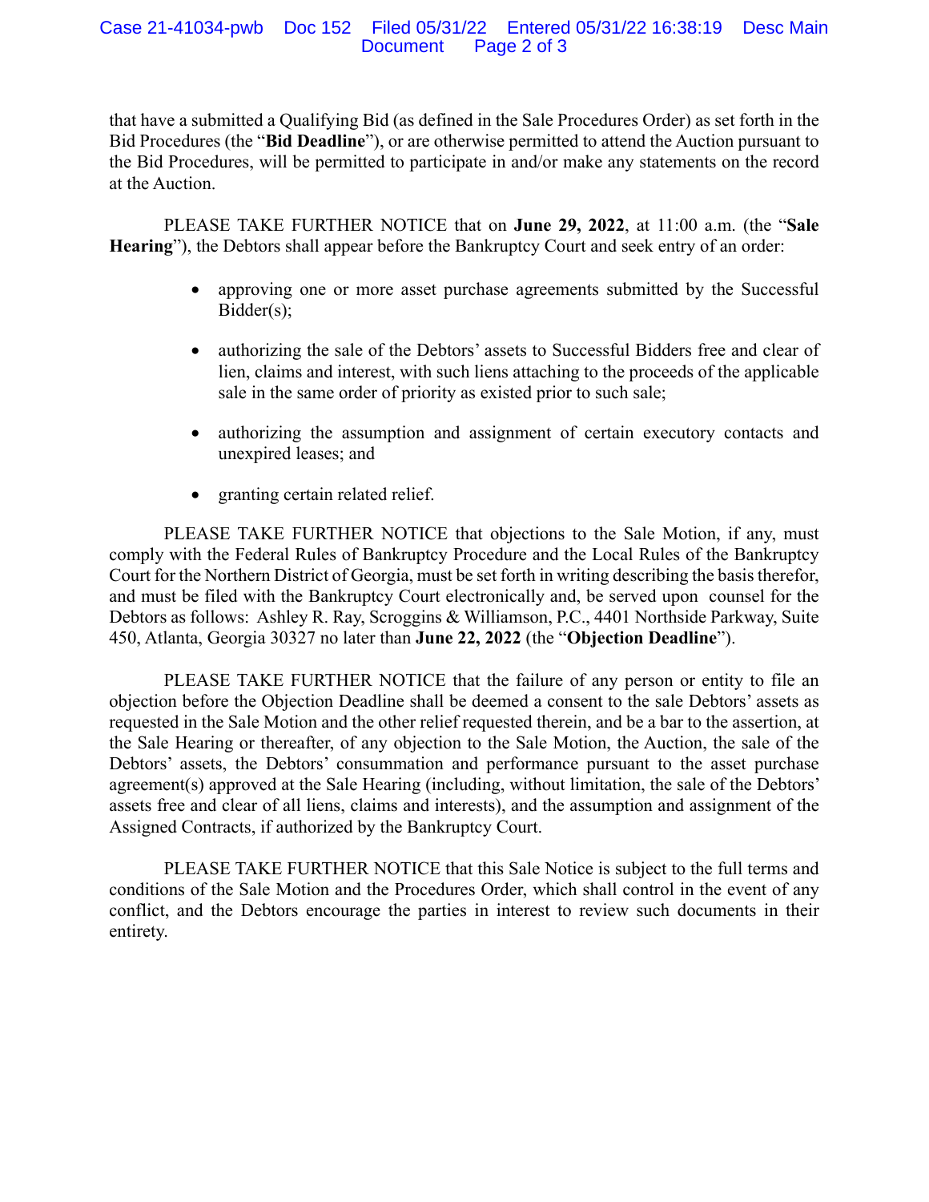that have a submitted a Qualifying Bid (as defined in the Sale Procedures Order) as set forth in the Bid Procedures (the "**Bid Deadline**"), or are otherwise permitted to attend the Auction pursuant to the Bid Procedures, will be permitted to participate in and/or make any statements on the record at the Auction.

PLEASE TAKE FURTHER NOTICE that on **June 29, 2022**, at 11:00 a.m. (the "**Sale Hearing**"), the Debtors shall appear before the Bankruptcy Court and seek entry of an order:

- approving one or more asset purchase agreements submitted by the Successful Bidder(s);
- authorizing the sale of the Debtors' assets to Successful Bidders free and clear of lien, claims and interest, with such liens attaching to the proceeds of the applicable sale in the same order of priority as existed prior to such sale;
- authorizing the assumption and assignment of certain executory contacts and unexpired leases; and
- granting certain related relief.

PLEASE TAKE FURTHER NOTICE that objections to the Sale Motion, if any, must comply with the Federal Rules of Bankruptcy Procedure and the Local Rules of the Bankruptcy Court for the Northern District of Georgia, must be set forth in writing describing the basis therefor, and must be filed with the Bankruptcy Court electronically and, be served upon counsel for the Debtors as follows: Ashley R. Ray, Scroggins & Williamson, P.C., 4401 Northside Parkway, Suite 450, Atlanta, Georgia 30327 no later than **June 22, 2022** (the "**Objection Deadline**").

PLEASE TAKE FURTHER NOTICE that the failure of any person or entity to file an objection before the Objection Deadline shall be deemed a consent to the sale Debtors' assets as requested in the Sale Motion and the other relief requested therein, and be a bar to the assertion, at the Sale Hearing or thereafter, of any objection to the Sale Motion, the Auction, the sale of the Debtors' assets, the Debtors' consummation and performance pursuant to the asset purchase agreement(s) approved at the Sale Hearing (including, without limitation, the sale of the Debtors' assets free and clear of all liens, claims and interests), and the assumption and assignment of the Assigned Contracts, if authorized by the Bankruptcy Court.

PLEASE TAKE FURTHER NOTICE that this Sale Notice is subject to the full terms and conditions of the Sale Motion and the Procedures Order, which shall control in the event of any conflict, and the Debtors encourage the parties in interest to review such documents in their entirety.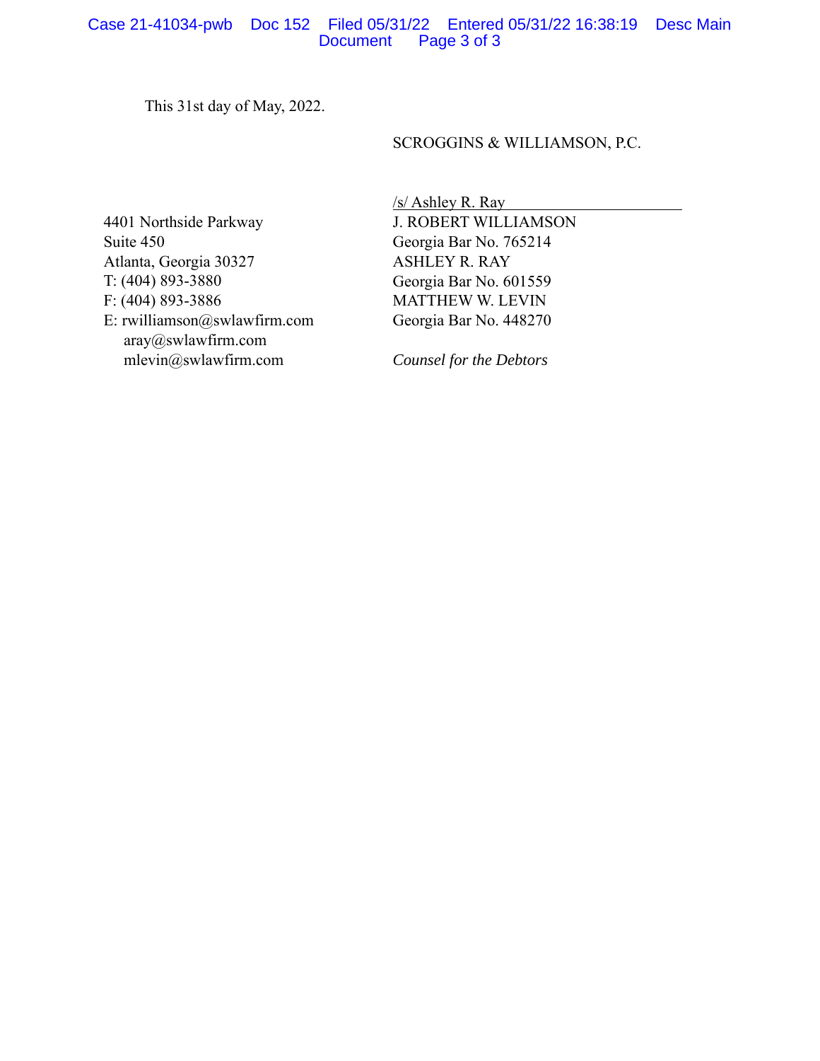This 31st day of May, 2022.

SCROGGINS & WILLIAMSON, P.C.

/s/ Ashley R. Ray
J. ROBERT WILLIAMSON
Georgia Bar No. 765214
ASHLEY R. RAY
Georgia Bar No. 601559
MATTHEW W. LEVIN
Georgia Bar No. 448270

*Counsel for the Debtors*

4401 Northside Parkway
Suite 450
Atlanta, Georgia 30327
T: (404) 893-3880
F: (404) 893-3886
E: rwilliamson@swlawfirm.com
aray@swlawfirm.com
mlevin@swlawfirm.com